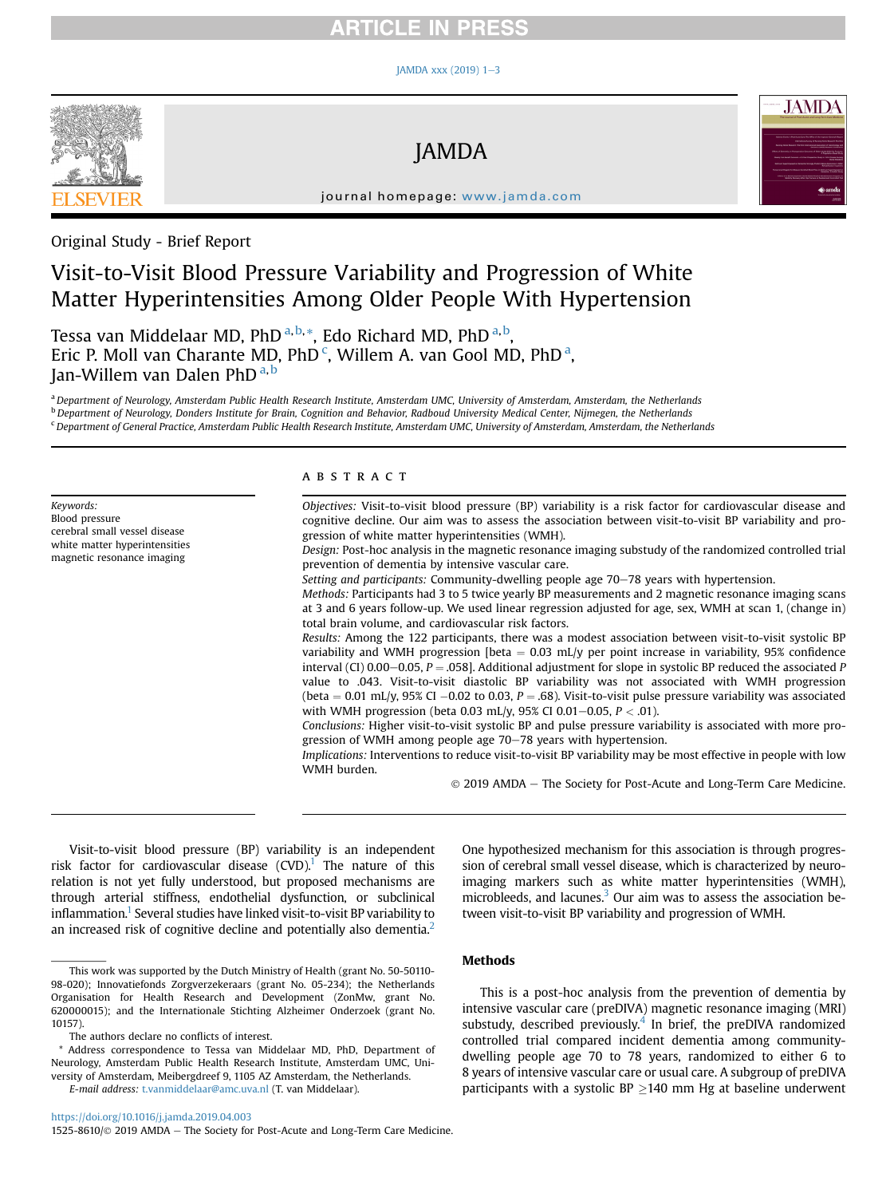Original Study - Brief Report

# Visit-to-Visit Blood Pressure Variability and Progression of White Matter Hyperintensities Among Older People With Hypertension

Tessa van Middelaar MD, PhD [a,b,*], Edo Richard MD, PhD [a,b], Eric P. Moll van Charante MD, PhD [c], Willem A. van Gool MD, PhD [a], Jan-Willem van Dalen PhD [a,b]

[a] Department of Neurology, Amsterdam Public Health Research Institute, Amsterdam UMC, University of Amsterdam, Amsterdam, the Netherlands
[b] Department of Neurology, Donders Institute for Brain, Cognition and Behavior, Radboud University Medical Center, Nijmegen, the Netherlands
[c] Department of General Practice, Amsterdam Public Health Research Institute, Amsterdam UMC, University of Amsterdam, Amsterdam, the Netherlands

*Keywords:*
Blood pressure
cerebral small vessel disease
white matter hyperintensities
magnetic resonance imaging

## ABSTRACT

*Objectives:* Visit-to-visit blood pressure (BP) variability is a risk factor for cardiovascular disease and cognitive decline. Our aim was to assess the association between visit-to-visit BP variability and progression of white matter hyperintensities (WMH).

*Design:* Post-hoc analysis in the magnetic resonance imaging substudy of the randomized controlled trial prevention of dementia by intensive vascular care.

*Setting and participants:* Community-dwelling people age 70–78 years with hypertension.

*Methods:* Participants had 3 to 5 twice yearly BP measurements and 2 magnetic resonance imaging scans at 3 and 6 years follow-up. We used linear regression adjusted for age, sex, WMH at scan 1, (change in) total brain volume, and cardiovascular risk factors.

*Results:* Among the 122 participants, there was a modest association between visit-to-visit systolic BP variability and WMH progression [beta = 0.03 mL/y per point increase in variability, 95% confidence interval (CI) 0.00–0.05, $P = .058$]. Additional adjustment for slope in systolic BP reduced the associated $P$ value to .043. Visit-to-visit diastolic BP variability was not associated with WMH progression (beta = 0.01 mL/y, 95% CI −0.02 to 0.03, $P = .68$). Visit-to-visit pulse pressure variability was associated with WMH progression (beta 0.03 mL/y, 95% CI 0.01–0.05, $P < .01$).

*Conclusions:* Higher visit-to-visit systolic BP and pulse pressure variability is associated with more progression of WMH among people age 70–78 years with hypertension.

*Implications:* Interventions to reduce visit-to-visit BP variability may be most effective in people with low WMH burden.

© 2019 AMDA – The Society for Post-Acute and Long-Term Care Medicine.

Visit-to-visit blood pressure (BP) variability is an independent risk factor for cardiovascular disease (CVD).[1] The nature of this relation is not yet fully understood, but proposed mechanisms are arterial stiffness, endothelial dysfunction, or subclinical inflammation.[1] Several studies have linked visit-to-visit BP variability to an increased risk of cognitive decline and potentially also dementia.[2] One hypothesized mechanism for this association is through progression of cerebral small vessel disease, which is characterized by neuroimaging markers such as white matter hyperintensities (WMH), microbleeds, and lacunes.[3] Our aim was to assess the association between visit-to-visit BP variability and progression of WMH.

## Methods

This is a post-hoc analysis from the prevention of dementia by intensive vascular care (preDIVA) magnetic resonance imaging (MRI) substudy, described previously.[4] In brief, the preDIVA randomized controlled trial compared incident dementia among community-dwelling people age 70 to 78 years, randomized to either 6 to 8 years of intensive vascular care or usual care. A subgroup of preDIVA participants with a systolic BP ≥140 mm Hg at baseline underwent

This work was supported by the Dutch Ministry of Health (grant No. 50-50110-98-020); Innovatiefonds Zorgverzekeraars (grant No. 05-234); the Netherlands Organisation for Health Research and Development (ZonMw, grant No. 620000015); and the Internationale Stichting Alzheimer Onderzoek (grant No. 10157).

The authors declare no conflicts of interest.

* Address correspondence to Tessa van Middelaar MD, PhD, Department of Neurology, Amsterdam Public Health Research Institute, Amsterdam UMC, University of Amsterdam, Meibergdreef 9, 1105 AZ Amsterdam, the Netherlands.

*E-mail address:* t.vanmiddelaar@amc.uva.nl (T. van Middelaar).

https://doi.org/10.1016/j.jamda.2019.04.003
1525-8610/© 2019 AMDA – The Society for Post-Acute and Long-Term Care Medicine.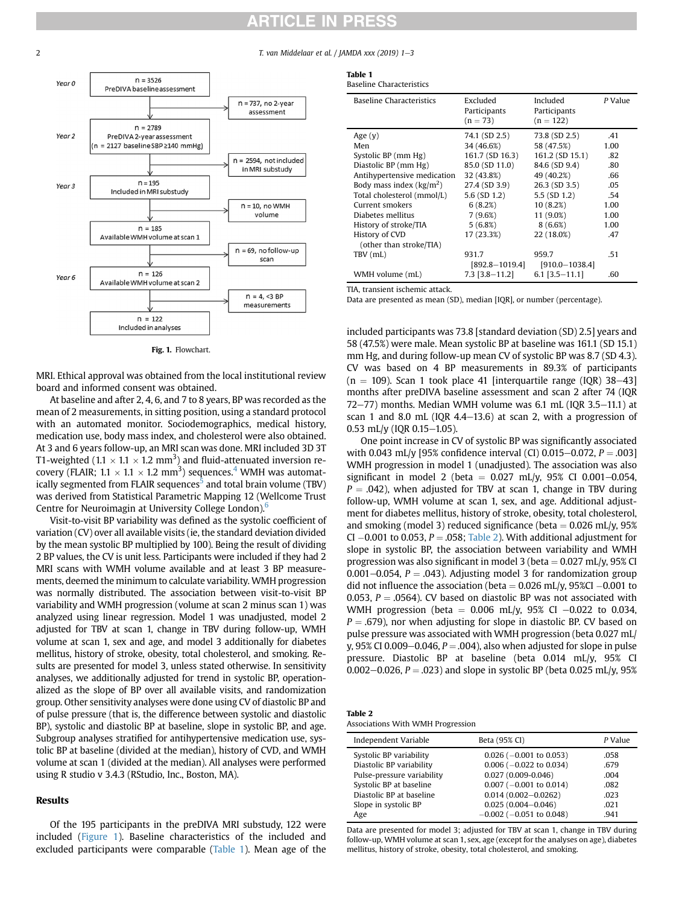Year 0 — n = 3526 PreDIVA baseline assessment → n = 737, no 2-year assessment

Year 2 — n = 2789 PreDIVA 2-year assessment (n = 2127 baseline SBP≥140 mmHg) → n = 2594, not included in MRI substudy

Year 3 — n = 195 Included in MRI substudy → n = 10, no WMH volume

n = 185 Available WMH volume at scan 1 → n = 69, no follow-up scan

Year 6 — n = 126 Available WMH volume at scan 2 → n = 4, <3 BP measurements

n = 122 Included in analyses

**Fig. 1.** Flowchart.

MRI. Ethical approval was obtained from the local institutional review board and informed consent was obtained.

At baseline and after 2, 4, 6, and 7 to 8 years, BP was recorded as the mean of 2 measurements, in sitting position, using a standard protocol with an automated monitor. Sociodemographics, medical history, medication use, body mass index, and cholesterol were also obtained. At 3 and 6 years follow-up, an MRI scan was done. MRI included 3D 3T T1-weighted ($1.1 \times 1.1 \times 1.2$ mm$^3$) and fluid-attenuated inversion recovery (FLAIR; $1.1 \times 1.1 \times 1.2$ mm$^3$) sequences.[4] WMH was automatically segmented from FLAIR sequences[5] and total brain volume (TBV) was derived from Statistical Parametric Mapping 12 (Wellcome Trust Centre for Neuroimaging at University College London).[6]

Visit-to-visit BP variability was defined as the systolic coefficient of variation (CV) over all available visits (ie, the standard deviation divided by the mean systolic BP multiplied by 100). Being the result of dividing 2 BP values, the CV is unit less. Participants were included if they had 2 MRI scans with WMH volume available and at least 3 BP measurements, deemed the minimum to calculate variability. WMH progression was normally distributed. The association between visit-to-visit BP variability and WMH progression (volume at scan 2 minus scan 1) was analyzed using linear regression. Model 1 was unadjusted, model 2 adjusted for TBV at scan 1, change in TBV during follow-up, WMH volume at scan 1, sex and age, and model 3 additionally for diabetes mellitus, history of stroke, obesity, total cholesterol, and smoking. Results are presented for model 3, unless stated otherwise. In sensitivity analyses, we additionally adjusted for trend in systolic BP, operationalized as the slope of BP over all available visits, and randomization group. Other sensitivity analyses were done using CV of diastolic BP and of pulse pressure (that is, the difference between systolic and diastolic BP), systolic and diastolic BP at baseline, slope in systolic BP, and age. Subgroup analyses stratified for antihypertensive medication use, systolic BP at baseline (divided at the median), history of CVD, and WMH volume at scan 1 (divided at the median). All analyses were performed using R studio v 3.4.3 (RStudio, Inc., Boston, MA).

## Results

Of the 195 participants in the preDIVA MRI substudy, 122 were included (Figure 1). Baseline characteristics of the included and excluded participants were comparable (Table 1). Mean age of the included participants was 73.8 [standard deviation (SD) 2.5] years and 58 (47.5%) were male. Mean systolic BP at baseline was 161.1 (SD 15.1) mm Hg, and during follow-up mean CV of systolic BP was 8.7 (SD 4.3). CV was based on 4 BP measurements in 89.3% of participants (n = 109). Scan 1 took place 41 [interquartile range (IQR) 38–43] months after preDIVA baseline assessment and scan 2 after 74 (IQR 72–77) months. Median WMH volume was 6.1 mL (IQR 3.5–11.1) at scan 1 and 8.0 mL (IQR 4.4–13.6) at scan 2, with a progression of 0.53 mL/y (IQR 0.15–1.05).

One point increase in CV of systolic BP was significantly associated with 0.043 mL/y [95% confidence interval (CI) 0.015–0.072, $P = .003$] WMH progression in model 1 (unadjusted). The association was also significant in model 2 (beta = 0.027 mL/y, 95% CI 0.001–0.054, $P = .042$), when adjusted for TBV at scan 1, change in TBV during follow-up, WMH volume at scan 1, sex, and age. Additional adjustment for diabetes mellitus, history of stroke, obesity, total cholesterol, and smoking (model 3) reduced significance (beta = 0.026 mL/y, 95% CI −0.001 to 0.053, $P = .058$; Table 2). With additional adjustment for slope in systolic BP, the association between variability and WMH progression was also significant in model 3 (beta = 0.027 mL/y, 95% CI 0.001–0.054, $P = .043$). Adjusting model 3 for randomization group did not influence the association (beta = 0.026 mL/y, 95%CI −0.001 to 0.053, $P = .0564$). CV based on diastolic BP was not associated with WMH progression (beta = 0.006 mL/y, 95% CI −0.022 to 0.034, $P = .679$), nor when adjusting for slope in diastolic BP. CV based on pulse pressure was associated with WMH progression (beta 0.027 mL/y, 95% CI 0.009–0.046, $P = .004$), also when adjusted for slope in pulse pressure. Diastolic BP at baseline (beta 0.014 mL/y, 95% CI 0.002–0.026, $P = .023$) and slope in systolic BP (beta 0.025 mL/y, 95%

**Table 1**
Baseline Characteristics

| Baseline Characteristics | Excluded Participants (n = 73) | Included Participants (n = 122) | *P* Value |
|---|---|---|---|
| Age (y) | 74.1 (SD 2.5) | 73.8 (SD 2.5) | .41 |
| Men | 34 (46.6%) | 58 (47.5%) | 1.00 |
| Systolic BP (mm Hg) | 161.7 (SD 16.3) | 161.2 (SD 15.1) | .82 |
| Diastolic BP (mm Hg) | 85.0 (SD 11.0) | 84.6 (SD 9.4) | .80 |
| Antihypertensive medication | 32 (43.8%) | 49 (40.2%) | .66 |
| Body mass index (kg/m$^2$) | 27.4 (SD 3.9) | 26.3 (SD 3.5) | .05 |
| Total cholesterol (mmol/L) | 5.6 (SD 1.2) | 5.5 (SD 1.2) | .54 |
| Current smokers | 6 (8.2%) | 10 (8.2%) | 1.00 |
| Diabetes mellitus | 7 (9.6%) | 11 (9.0%) | 1.00 |
| History of stroke/TIA | 5 (6.8%) | 8 (6.6%) | 1.00 |
| History of CVD (other than stroke/TIA) | 17 (23.3%) | 22 (18.0%) | .47 |
| TBV (mL) | 931.7 [892.8–1019.4] | 959.7 [910.0–1038.4] | .51 |
| WMH volume (mL) | 7.3 [3.8–11.2] | 6.1 [3.5–11.1] | .60 |

TIA, transient ischemic attack.
Data are presented as mean (SD), median [IQR], or number (percentage).

**Table 2**
Associations With WMH Progression

| Independent Variable | Beta (95% CI) | *P* Value |
|---|---|---|
| Systolic BP variability | 0.026 (−0.001 to 0.053) | .058 |
| Diastolic BP variability | 0.006 (−0.022 to 0.034) | .679 |
| Pulse-pressure variability | 0.027 (0.009-0.046) | .004 |
| Systolic BP at baseline | 0.007 (−0.001 to 0.014) | .082 |
| Diastolic BP at baseline | 0.014 (0.002–0.0262) | .023 |
| Slope in systolic BP | 0.025 (0.004–0.046) | .021 |
| Age | −0.002 (−0.051 to 0.048) | .941 |

Data are presented for model 3; adjusted for TBV at scan 1, change in TBV during follow-up, WMH volume at scan 1, sex, age (except for the analyses on age), diabetes mellitus, history of stroke, obesity, total cholesterol, and smoking.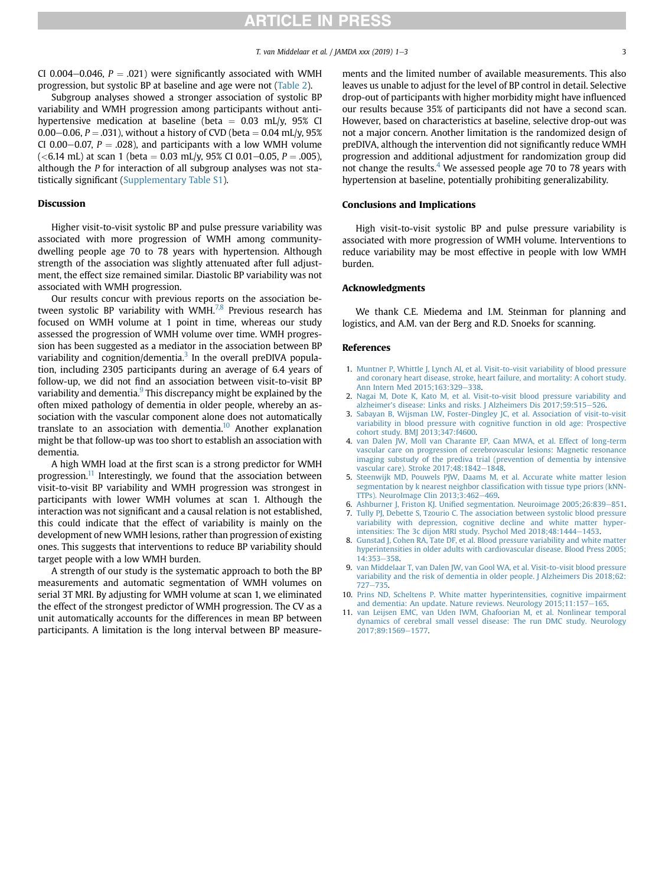CI 0.004–0.046, $P = .021$) were significantly associated with WMH progression, but systolic BP at baseline and age were not (Table 2).

Subgroup analyses showed a stronger association of systolic BP variability and WMH progression among participants without antihypertensive medication at baseline (beta = 0.03 mL/y, 95% CI 0.00–0.06, $P = .031$), without a history of CVD (beta = 0.04 mL/y, 95% CI 0.00–0.07, $P = .028$), and participants with a low WMH volume (<6.14 mL) at scan 1 (beta = 0.03 mL/y, 95% CI 0.01–0.05, $P = .005$), although the $P$ for interaction of all subgroup analyses was not statistically significant (Supplementary Table S1).

## Discussion

Higher visit-to-visit systolic BP and pulse pressure variability was associated with more progression of WMH among community-dwelling people age 70 to 78 years with hypertension. Although strength of the association was slightly attenuated after full adjustment, the effect size remained similar. Diastolic BP variability was not associated with WMH progression.

Our results concur with previous reports on the association between systolic BP variability with WMH.[7,8] Previous research has focused on WMH volume at 1 point in time, whereas our study assessed the progression of WMH volume over time. WMH progression has been suggested as a mediator in the association between BP variability and cognition/dementia.[3] In the overall preDIVA population, including 2305 participants during an average of 6.4 years of follow-up, we did not find an association between visit-to-visit BP variability and dementia.[9] This discrepancy might be explained by the often mixed pathology of dementia in older people, whereby an association with the vascular component alone does not automatically translate to an association with dementia.[10] Another explanation might be that follow-up was too short to establish an association with dementia.

A high WMH load at the first scan is a strong predictor for WMH progression.[11] Interestingly, we found that the association between visit-to-visit BP variability and WMH progression was strongest in participants with lower WMH volumes at scan 1. Although the interaction was not significant and a causal relation is not established, this could indicate that the effect of variability is mainly on the development of new WMH lesions, rather than progression of existing ones. This suggests that interventions to reduce BP variability should target people with a low WMH burden.

A strength of our study is the systematic approach to both the BP measurements and automatic segmentation of WMH volumes on serial 3T MRI. By adjusting for WMH volume at scan 1, we eliminated the effect of the strongest predictor of WMH progression. The CV as a unit automatically accounts for the differences in mean BP between participants. A limitation is the long interval between BP measurements and the limited number of available measurements. This also leaves us unable to adjust for the level of BP control in detail. Selective drop-out of participants with higher morbidity might have influenced our results because 35% of participants did not have a second scan. However, based on characteristics at baseline, selective drop-out was not a major concern. Another limitation is the randomized design of preDIVA, although the intervention did not significantly reduce WMH progression and additional adjustment for randomization group did not change the results.[4] We assessed people age 70 to 78 years with hypertension at baseline, potentially prohibiting generalizability.

## Conclusions and Implications

High visit-to-visit systolic BP and pulse pressure variability is associated with more progression of WMH volume. Interventions to reduce variability may be most effective in people with low WMH burden.

## Acknowledgments

We thank C.E. Miedema and I.M. Steinman for planning and logistics, and A.M. van der Berg and R.D. Snoeks for scanning.

## References

1. Muntner P, Whittle J, Lynch AI, et al. Visit-to-visit variability of blood pressure and coronary heart disease, stroke, heart failure, and mortality: A cohort study. Ann Intern Med 2015;163:329–338.
2. Nagai M, Dote K, Kato M, et al. Visit-to-visit blood pressure variability and alzheimer's disease: Links and risks. J Alzheimers Dis 2017;59:515–526.
3. Sabayan B, Wijsman LW, Foster-Dingley JC, et al. Association of visit-to-visit variability in blood pressure with cognitive function in old age: Prospective cohort study. BMJ 2013;347:f4600.
4. van Dalen JW, Moll van Charante EP, Caan MWA, et al. Effect of long-term vascular care on progression of cerebrovascular lesions: Magnetic resonance imaging substudy of the prediva trial (prevention of dementia by intensive vascular care). Stroke 2017;48:1842–1848.
5. Steenwijk MD, Pouwels PJW, Daams M, et al. Accurate white matter lesion segmentation by k nearest neighbor classification with tissue type priors (kNN-TTPs). NeuroImage Clin 2013;3:462–469.
6. Ashburner J, Friston KJ. Unified segmentation. Neuroimage 2005;26:839–851.
7. Tully PJ, Debette S, Tzourio C. The association between systolic blood pressure variability with depression, cognitive decline and white matter hyperintensities: The 3c dijon MRI study. Psychol Med 2018;48:1444–1453.
8. Gunstad J, Cohen RA, Tate DF, et al. Blood pressure variability and white matter hyperintensities in older adults with cardiovascular disease. Blood Press 2005;14:353–358.
9. van Middelaar T, van Dalen JW, van Gool WA, et al. Visit-to-visit blood pressure variability and the risk of dementia in older people. J Alzheimers Dis 2018;62:727–735.
10. Prins ND, Scheltens P. White matter hyperintensities, cognitive impairment and dementia: An update. Nature reviews. Neurology 2015;11:157–165.
11. van Leijsen EMC, van Uden IWM, Ghafoorian M, et al. Nonlinear temporal dynamics of cerebral small vessel disease: The run DMC study. Neurology 2017;89:1569–1577.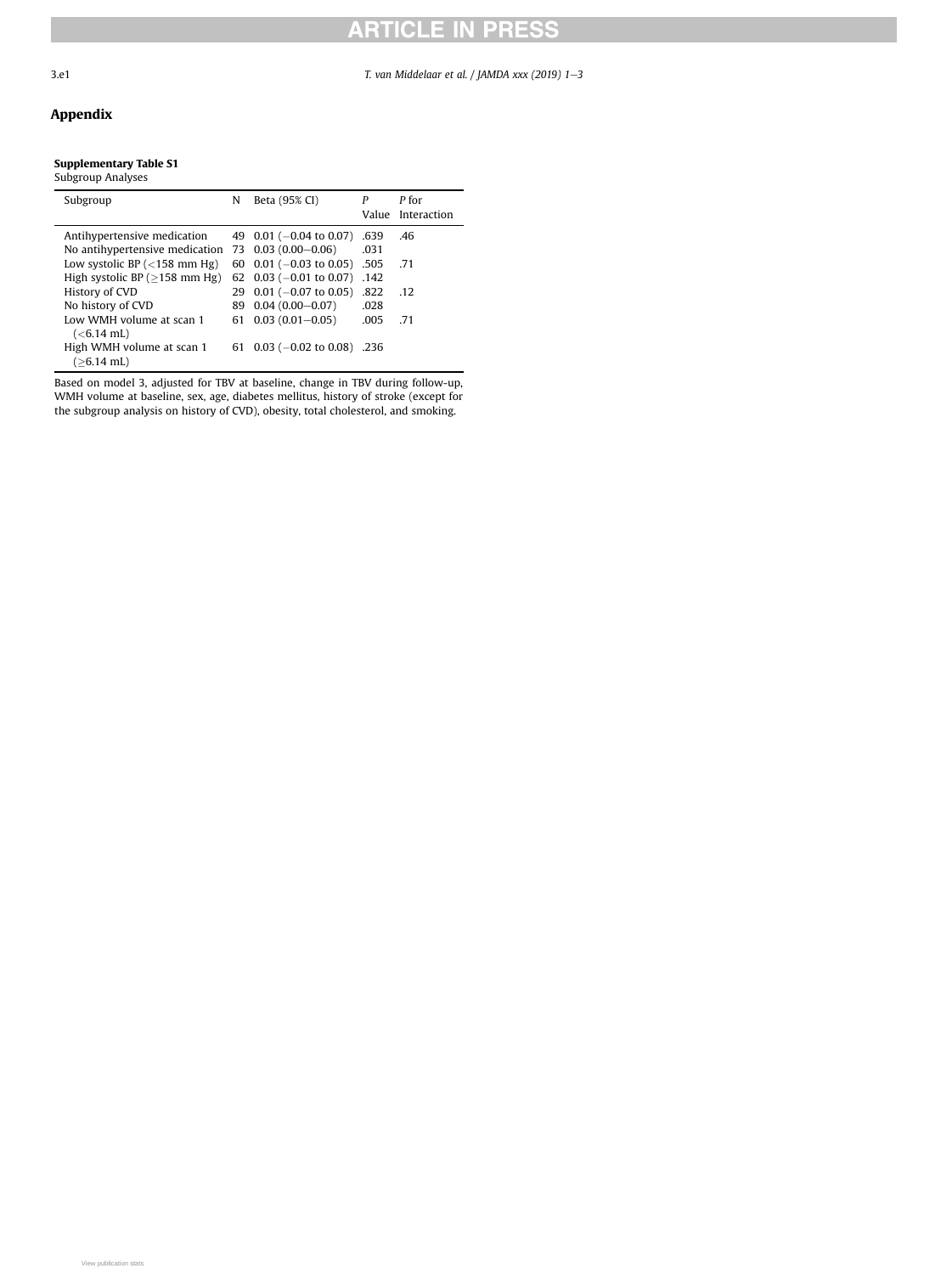## Appendix

**Supplementary Table S1**
Subgroup Analyses

| Subgroup | N | Beta (95% CI) | *P* Value | *P* for Interaction |
|---|---|---|---|---|
| Antihypertensive medication | 49 | 0.01 (−0.04 to 0.07) | .639 | .46 |
| No antihypertensive medication | 73 | 0.03 (0.00−0.06) | .031 | |
| Low systolic BP (<158 mm Hg) | 60 | 0.01 (−0.03 to 0.05) | .505 | .71 |
| High systolic BP (≥158 mm Hg) | 62 | 0.03 (−0.01 to 0.07) | .142 | |
| History of CVD | 29 | 0.01 (−0.07 to 0.05) | .822 | .12 |
| No history of CVD | 89 | 0.04 (0.00−0.07) | .028 | |
| Low WMH volume at scan 1 (<6.14 mL) | 61 | 0.03 (0.01−0.05) | .005 | .71 |
| High WMH volume at scan 1 (≥6.14 mL) | 61 | 0.03 (−0.02 to 0.08) | .236 | |

Based on model 3, adjusted for TBV at baseline, change in TBV during follow-up, WMH volume at baseline, sex, age, diabetes mellitus, history of stroke (except for the subgroup analysis on history of CVD), obesity, total cholesterol, and smoking.